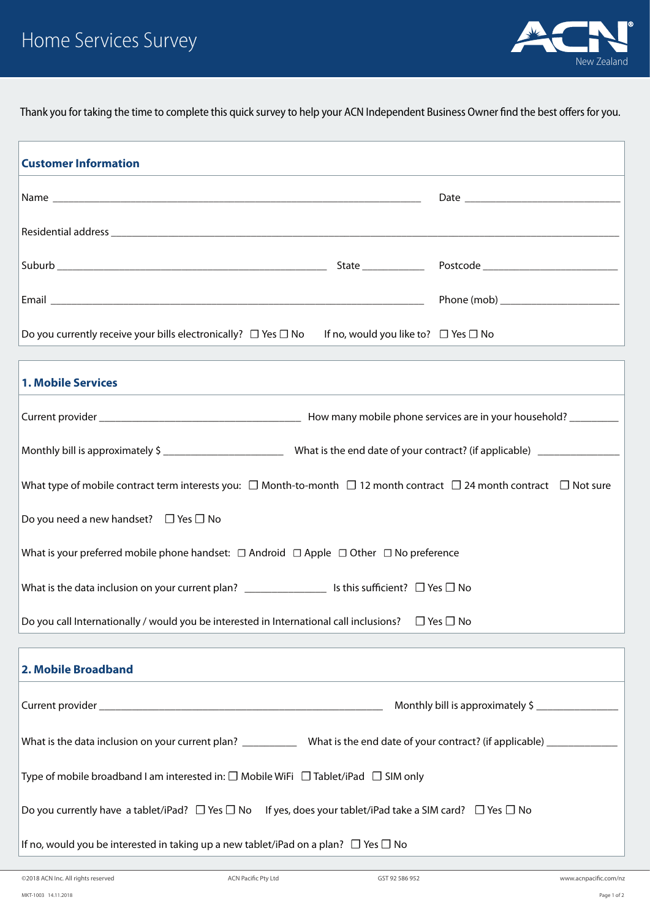# Home Services Survey

ACN New Zealand

Thank you for taking the time to complete this quick survey to help your ACN Independent Business Owner find the best offers for you.

## Customer Information

Name ______________________________ Date ______________

Residential address ______________________________________________

Suburb ______________________ State ________ Postcode ______________

Email ______________________________ Phone (mob) ______________

Do you currently receive your bills electronically? ☐ Yes ☐ No If no, would you like to? ☐ Yes ☐ No

## 1. Mobile Services

Current provider ______________________ How many mobile phone services are in your household? ________

Monthly bill is approximately $ ______________ What is the end date of your contract? (if applicable) ______________

What type of mobile contract term interests you: ☐ Month-to-month ☐ 12 month contract ☐ 24 month contract ☐ Not sure

Do you need a new handset? ☐ Yes ☐ No

What is your preferred mobile phone handset: ☐ Android ☐ Apple ☐ Other ☐ No preference

What is the data inclusion on your current plan? ______________ Is this sufficient? ☐ Yes ☐ No

Do you call Internationally / would you be interested in International call inclusions? ☐ Yes ☐ No

## 2. Mobile Broadband

Current provider ______________________________ Monthly bill is approximately $ ______________

What is the data inclusion on your current plan? __________ What is the end date of your contract? (if applicable) ______________

Type of mobile broadband I am interested in: ☐ Mobile WiFi ☐ Tablet/iPad ☐ SIM only

Do you currently have a tablet/iPad? ☐ Yes ☐ No If yes, does your tablet/iPad take a SIM card? ☐ Yes ☐ No

If no, would you be interested in taking up a new tablet/iPad on a plan? ☐ Yes ☐ No

©2018 ACN Inc. All rights reserved ACN Pacific Pty Ltd GST 92 586 952 www.acnpacific.com/nz

MKT-1003 14.11.2018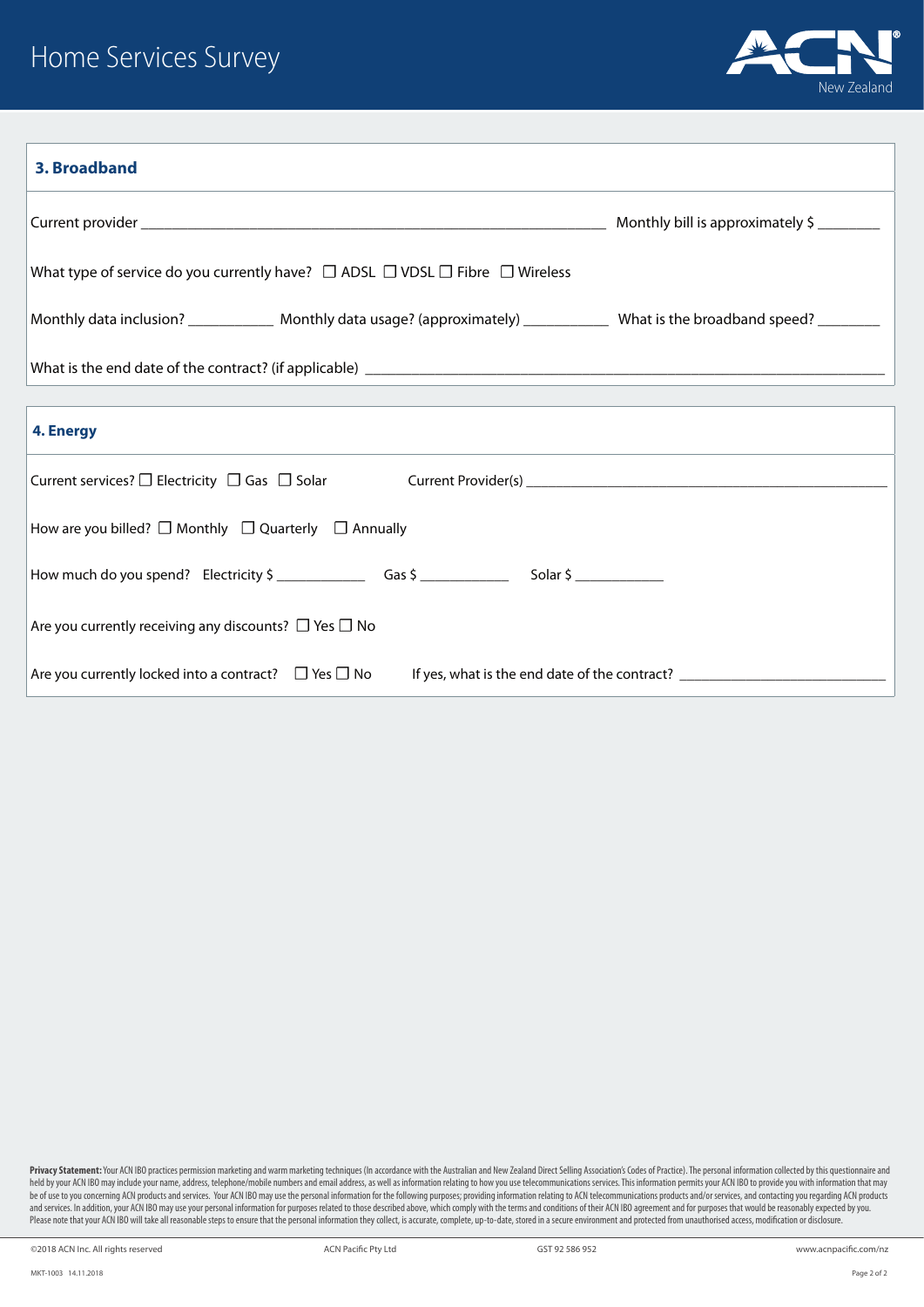# Home Services Survey

ACN New Zealand

## 3. Broadband

Current provider ______________________________ Monthly bill is approximately $ ________

What type of service do you currently have? ☐ ADSL ☐ VDSL ☐ Fibre ☐ Wireless

Monthly data inclusion? ___________ Monthly data usage? (approximately) ___________ What is the broadband speed? ________

What is the end date of the contract? (if applicable) ______________________________

## 4. Energy

Current services? ☐ Electricity ☐ Gas ☐ Solar Current Provider(s) ______________________________

How are you billed? ☐ Monthly ☐ Quarterly ☐ Annually

How much do you spend? Electricity $ ____________ Gas $ ____________ Solar $ ____________

Are you currently receiving any discounts? ☐ Yes ☐ No

Are you currently locked into a contract? ☐ Yes ☐ No If yes, what is the end date of the contract? ______________________________

**Privacy Statement:** Your ACN IBO practices permission marketing and warm marketing techniques (In accordance with the Australian and New Zealand Direct Selling Association's Codes of Practice). The personal information collected by this questionnaire and held by your ACN IBO may include your name, address, telephone/mobile numbers and email address, as well as information relating to how you use telecommunications services. This information permits your ACN IBO to provide you with information that may be of use to you concerning ACN products and services. Your ACN IBO may use the personal information for the following purposes; providing information relating to ACN telecommunications products and/or services, and contacting you regarding ACN products and services. In addition, your ACN IBO may use your personal information for purposes related to those described above, which comply with the terms and conditions of their ACN IBO agreement and for purposes that would be reasonably expected by you. Please note that your ACN IBO will take all reasonable steps to ensure that the personal information they collect, is accurate, complete, up-to-date, stored in a secure environment and protected from unauthorised access, modification or disclosure.

©2018 ACN Inc. All rights reserved ACN Pacific Pty Ltd GST 92 586 952 www.acnpacific.com/nz

MKT-1003 14.11.2018